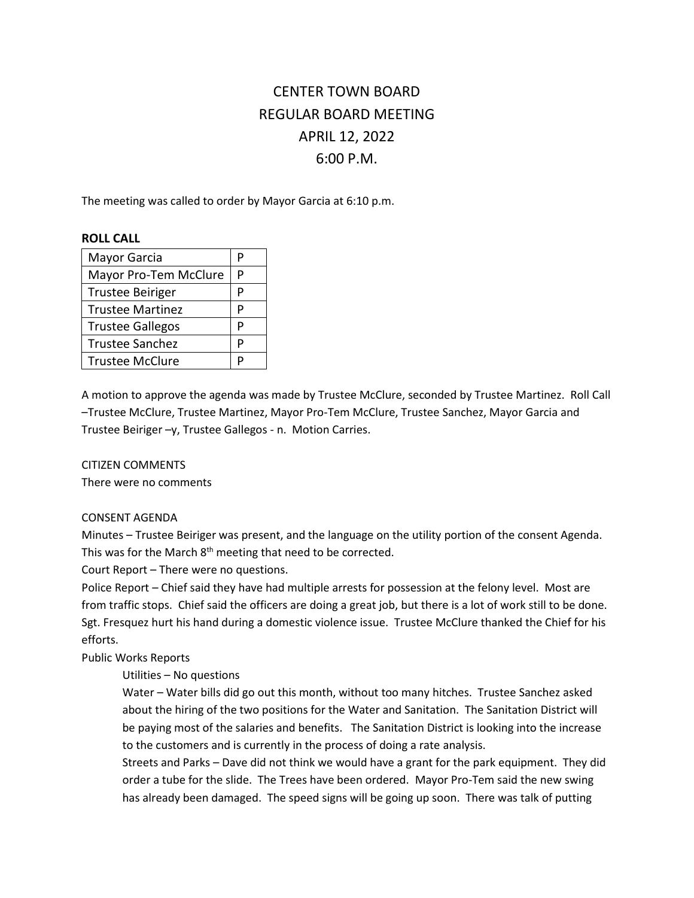# CENTER TOWN BOARD
# REGULAR BOARD MEETING
# APRIL 12, 2022
# 6:00 P.M.

The meeting was called to order by Mayor Garcia at 6:10 p.m.

**ROLL CALL**

| | |
|---|---|
| Mayor Garcia | P |
| Mayor Pro-Tem McClure | P |
| Trustee Beiriger | P |
| Trustee Martinez | P |
| Trustee Gallegos | P |
| Trustee Sanchez | P |
| Trustee McClure | P |

A motion to approve the agenda was made by Trustee McClure, seconded by Trustee Martinez. Roll Call –Trustee McClure, Trustee Martinez, Mayor Pro-Tem McClure, Trustee Sanchez, Mayor Garcia and Trustee Beiriger –y, Trustee Gallegos - n. Motion Carries.

CITIZEN COMMENTS

There were no comments

CONSENT AGENDA

Minutes – Trustee Beiriger was present, and the language on the utility portion of the consent Agenda. This was for the March 8th meeting that need to be corrected.

Court Report – There were no questions.

Police Report – Chief said they have had multiple arrests for possession at the felony level. Most are from traffic stops. Chief said the officers are doing a great job, but there is a lot of work still to be done. Sgt. Fresquez hurt his hand during a domestic violence issue. Trustee McClure thanked the Chief for his efforts.

Public Works Reports

Utilities – No questions

Water – Water bills did go out this month, without too many hitches. Trustee Sanchez asked about the hiring of the two positions for the Water and Sanitation. The Sanitation District will be paying most of the salaries and benefits. The Sanitation District is looking into the increase to the customers and is currently in the process of doing a rate analysis.

Streets and Parks – Dave did not think we would have a grant for the park equipment. They did order a tube for the slide. The Trees have been ordered. Mayor Pro-Tem said the new swing has already been damaged. The speed signs will be going up soon. There was talk of putting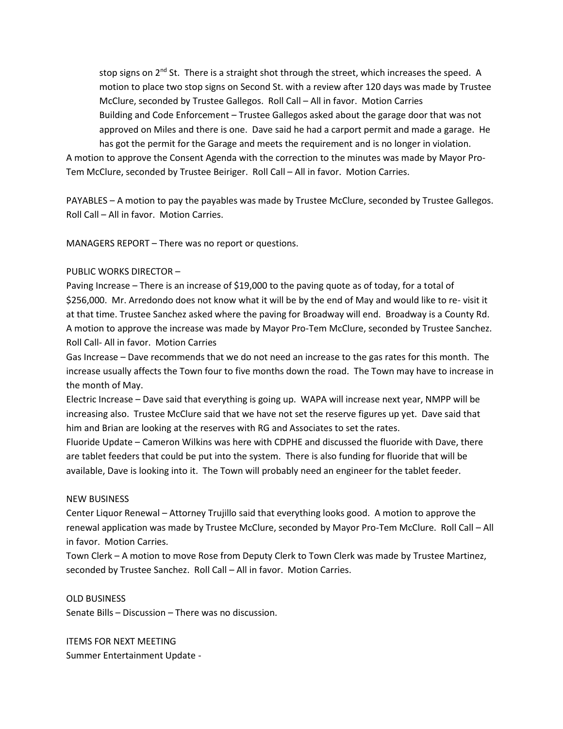stop signs on 2nd St. There is a straight shot through the street, which increases the speed. A motion to place two stop signs on Second St. with a review after 120 days was made by Trustee McClure, seconded by Trustee Gallegos. Roll Call – All in favor. Motion Carries

Building and Code Enforcement – Trustee Gallegos asked about the garage door that was not approved on Miles and there is one. Dave said he had a carport permit and made a garage. He has got the permit for the Garage and meets the requirement and is no longer in violation.

A motion to approve the Consent Agenda with the correction to the minutes was made by Mayor Pro-Tem McClure, seconded by Trustee Beiriger. Roll Call – All in favor. Motion Carries.

PAYABLES – A motion to pay the payables was made by Trustee McClure, seconded by Trustee Gallegos. Roll Call – All in favor. Motion Carries.

MANAGERS REPORT – There was no report or questions.

PUBLIC WORKS DIRECTOR –

Paving Increase – There is an increase of $19,000 to the paving quote as of today, for a total of $256,000. Mr. Arredondo does not know what it will be by the end of May and would like to re- visit it at that time. Trustee Sanchez asked where the paving for Broadway will end. Broadway is a County Rd. A motion to approve the increase was made by Mayor Pro-Tem McClure, seconded by Trustee Sanchez. Roll Call- All in favor. Motion Carries

Gas Increase – Dave recommends that we do not need an increase to the gas rates for this month. The increase usually affects the Town four to five months down the road. The Town may have to increase in the month of May.

Electric Increase – Dave said that everything is going up. WAPA will increase next year, NMPP will be increasing also. Trustee McClure said that we have not set the reserve figures up yet. Dave said that him and Brian are looking at the reserves with RG and Associates to set the rates.

Fluoride Update – Cameron Wilkins was here with CDPHE and discussed the fluoride with Dave, there are tablet feeders that could be put into the system. There is also funding for fluoride that will be available, Dave is looking into it. The Town will probably need an engineer for the tablet feeder.

NEW BUSINESS

Center Liquor Renewal – Attorney Trujillo said that everything looks good. A motion to approve the renewal application was made by Trustee McClure, seconded by Mayor Pro-Tem McClure. Roll Call – All in favor. Motion Carries.

Town Clerk – A motion to move Rose from Deputy Clerk to Town Clerk was made by Trustee Martinez, seconded by Trustee Sanchez. Roll Call – All in favor. Motion Carries.

OLD BUSINESS

Senate Bills – Discussion – There was no discussion.

ITEMS FOR NEXT MEETING

Summer Entertainment Update -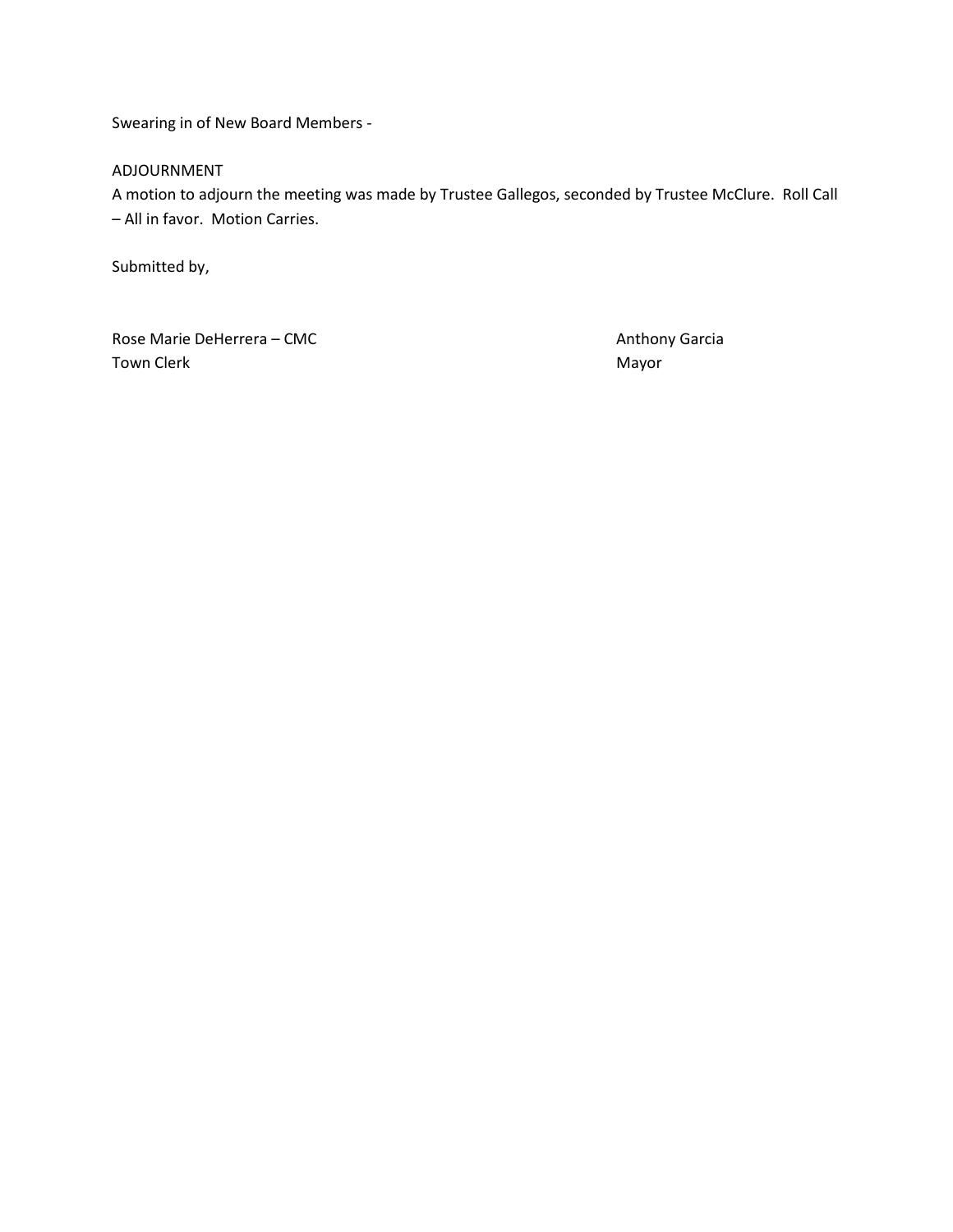Swearing in of New Board Members -

ADJOURNMENT

A motion to adjourn the meeting was made by Trustee Gallegos, seconded by Trustee McClure. Roll Call – All in favor. Motion Carries.

Submitted by,

| | |
|---|---|
| Rose Marie DeHerrera – CMC | Anthony Garcia |
| Town Clerk | Mayor |